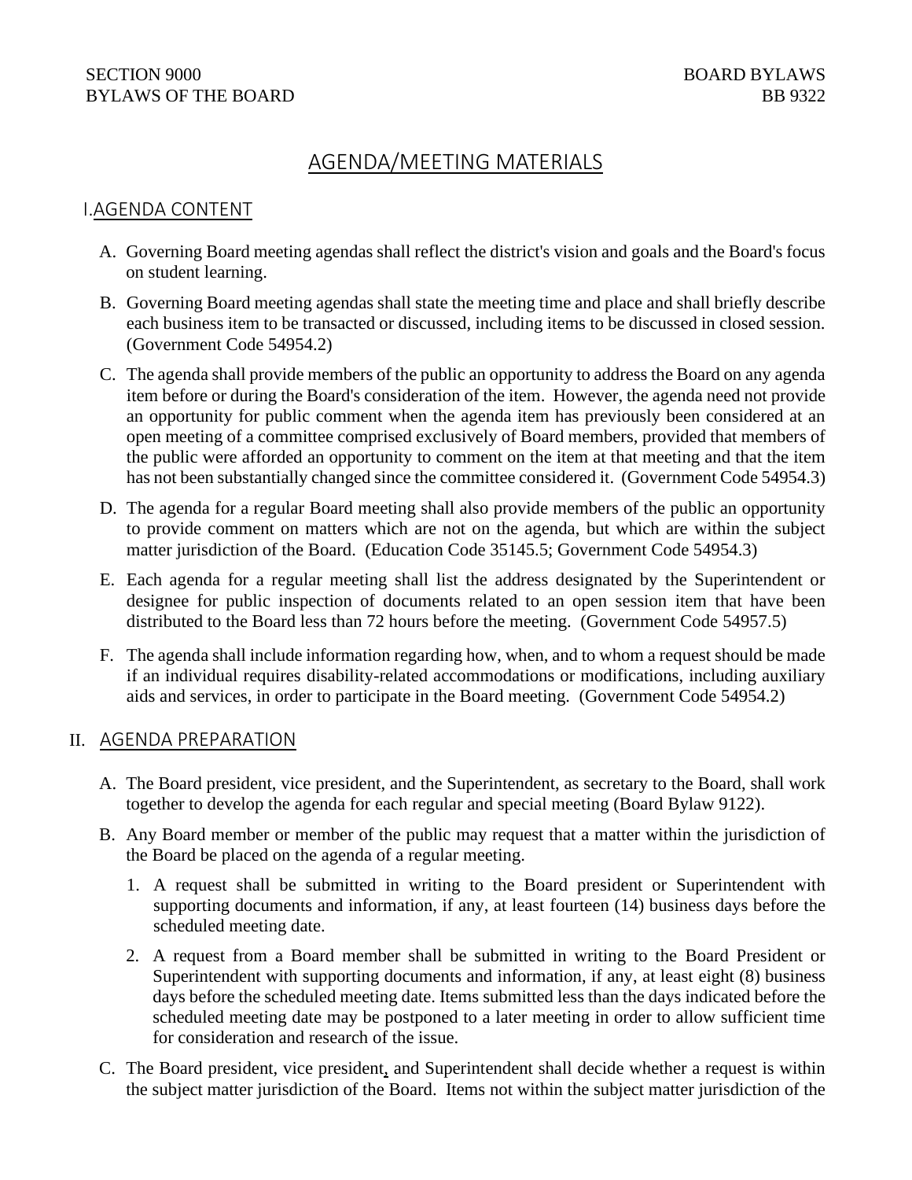SECTION 9000
BYLAWS OF THE BOARD

BOARD BYLAWS
BB 9322

# AGENDA/MEETING MATERIALS

## I. AGENDA CONTENT

A. Governing Board meeting agendas shall reflect the district's vision and goals and the Board's focus on student learning.

B. Governing Board meeting agendas shall state the meeting time and place and shall briefly describe each business item to be transacted or discussed, including items to be discussed in closed session. (Government Code 54954.2)

C. The agenda shall provide members of the public an opportunity to address the Board on any agenda item before or during the Board's consideration of the item. However, the agenda need not provide an opportunity for public comment when the agenda item has previously been considered at an open meeting of a committee comprised exclusively of Board members, provided that members of the public were afforded an opportunity to comment on the item at that meeting and that the item has not been substantially changed since the committee considered it. (Government Code 54954.3)

D. The agenda for a regular Board meeting shall also provide members of the public an opportunity to provide comment on matters which are not on the agenda, but which are within the subject matter jurisdiction of the Board. (Education Code 35145.5; Government Code 54954.3)

E. Each agenda for a regular meeting shall list the address designated by the Superintendent or designee for public inspection of documents related to an open session item that have been distributed to the Board less than 72 hours before the meeting. (Government Code 54957.5)

F. The agenda shall include information regarding how, when, and to whom a request should be made if an individual requires disability-related accommodations or modifications, including auxiliary aids and services, in order to participate in the Board meeting. (Government Code 54954.2)

## II. AGENDA PREPARATION

A. The Board president, vice president, and the Superintendent, as secretary to the Board, shall work together to develop the agenda for each regular and special meeting (Board Bylaw 9122).

B. Any Board member or member of the public may request that a matter within the jurisdiction of the Board be placed on the agenda of a regular meeting.

   1. A request shall be submitted in writing to the Board president or Superintendent with supporting documents and information, if any, at least fourteen (14) business days before the scheduled meeting date.

   2. A request from a Board member shall be submitted in writing to the Board President or Superintendent with supporting documents and information, if any, at least eight (8) business days before the scheduled meeting date. Items submitted less than the days indicated before the scheduled meeting date may be postponed to a later meeting in order to allow sufficient time for consideration and research of the issue.

C. The Board president, vice president, and Superintendent shall decide whether a request is within the subject matter jurisdiction of the Board. Items not within the subject matter jurisdiction of the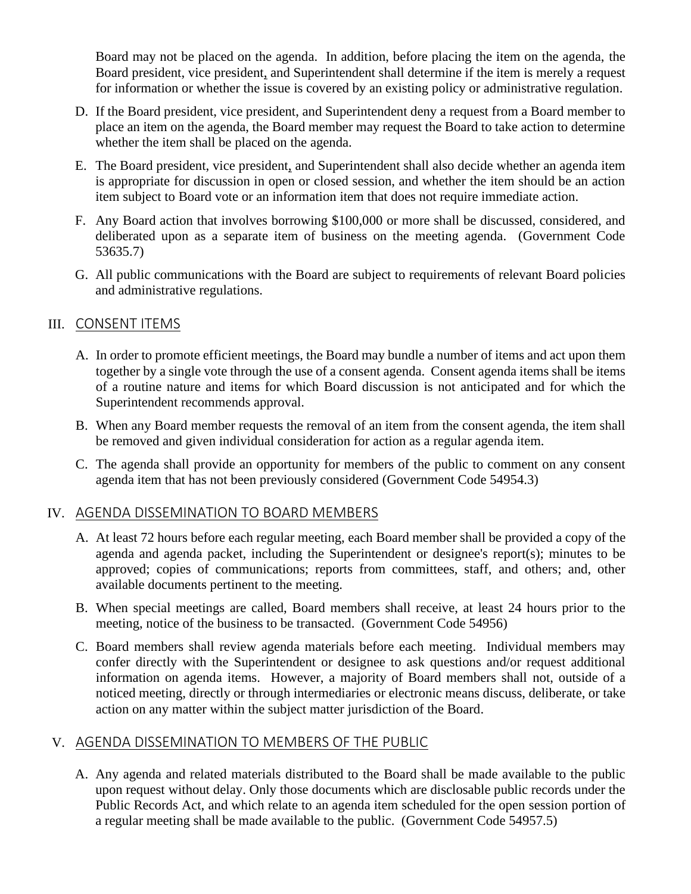Board may not be placed on the agenda. In addition, before placing the item on the agenda, the Board president, vice president, and Superintendent shall determine if the item is merely a request for information or whether the issue is covered by an existing policy or administrative regulation.

D. If the Board president, vice president, and Superintendent deny a request from a Board member to place an item on the agenda, the Board member may request the Board to take action to determine whether the item shall be placed on the agenda.

E. The Board president, vice president, and Superintendent shall also decide whether an agenda item is appropriate for discussion in open or closed session, and whether the item should be an action item subject to Board vote or an information item that does not require immediate action.

F. Any Board action that involves borrowing $100,000 or more shall be discussed, considered, and deliberated upon as a separate item of business on the meeting agenda. (Government Code 53635.7)

G. All public communications with the Board are subject to requirements of relevant Board policies and administrative regulations.

## III. CONSENT ITEMS

A. In order to promote efficient meetings, the Board may bundle a number of items and act upon them together by a single vote through the use of a consent agenda. Consent agenda items shall be items of a routine nature and items for which Board discussion is not anticipated and for which the Superintendent recommends approval.

B. When any Board member requests the removal of an item from the consent agenda, the item shall be removed and given individual consideration for action as a regular agenda item.

C. The agenda shall provide an opportunity for members of the public to comment on any consent agenda item that has not been previously considered (Government Code 54954.3)

## IV. AGENDA DISSEMINATION TO BOARD MEMBERS

A. At least 72 hours before each regular meeting, each Board member shall be provided a copy of the agenda and agenda packet, including the Superintendent or designee's report(s); minutes to be approved; copies of communications; reports from committees, staff, and others; and, other available documents pertinent to the meeting.

B. When special meetings are called, Board members shall receive, at least 24 hours prior to the meeting, notice of the business to be transacted. (Government Code 54956)

C. Board members shall review agenda materials before each meeting. Individual members may confer directly with the Superintendent or designee to ask questions and/or request additional information on agenda items. However, a majority of Board members shall not, outside of a noticed meeting, directly or through intermediaries or electronic means discuss, deliberate, or take action on any matter within the subject matter jurisdiction of the Board.

## V. AGENDA DISSEMINATION TO MEMBERS OF THE PUBLIC

A. Any agenda and related materials distributed to the Board shall be made available to the public upon request without delay. Only those documents which are disclosable public records under the Public Records Act, and which relate to an agenda item scheduled for the open session portion of a regular meeting shall be made available to the public. (Government Code 54957.5)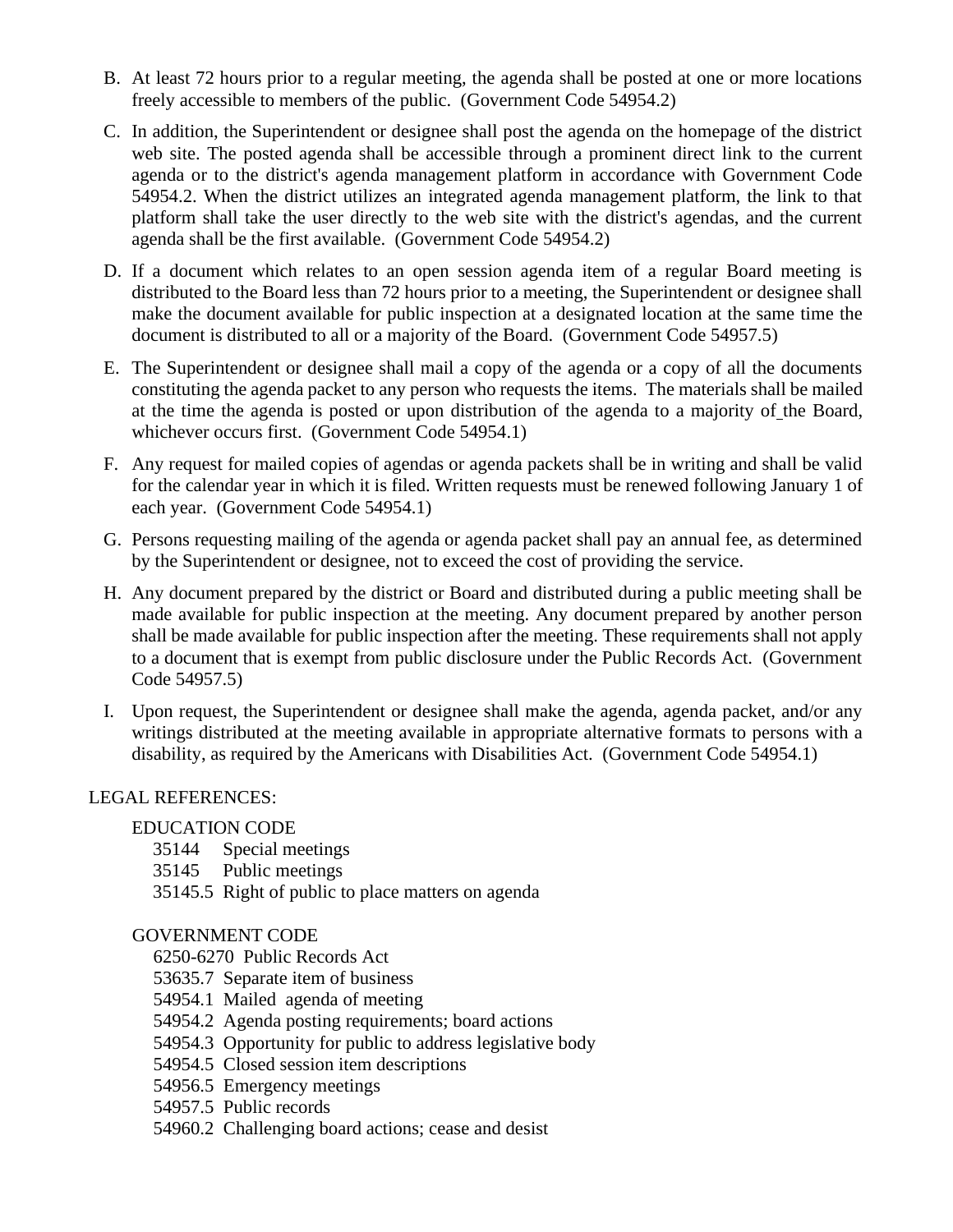B. At least 72 hours prior to a regular meeting, the agenda shall be posted at one or more locations freely accessible to members of the public. (Government Code 54954.2)

C. In addition, the Superintendent or designee shall post the agenda on the homepage of the district web site. The posted agenda shall be accessible through a prominent direct link to the current agenda or to the district's agenda management platform in accordance with Government Code 54954.2. When the district utilizes an integrated agenda management platform, the link to that platform shall take the user directly to the web site with the district's agendas, and the current agenda shall be the first available. (Government Code 54954.2)

D. If a document which relates to an open session agenda item of a regular Board meeting is distributed to the Board less than 72 hours prior to a meeting, the Superintendent or designee shall make the document available for public inspection at a designated location at the same time the document is distributed to all or a majority of the Board. (Government Code 54957.5)

E. The Superintendent or designee shall mail a copy of the agenda or a copy of all the documents constituting the agenda packet to any person who requests the items. The materials shall be mailed at the time the agenda is posted or upon distribution of the agenda to a majority of the Board, whichever occurs first. (Government Code 54954.1)

F. Any request for mailed copies of agendas or agenda packets shall be in writing and shall be valid for the calendar year in which it is filed. Written requests must be renewed following January 1 of each year. (Government Code 54954.1)

G. Persons requesting mailing of the agenda or agenda packet shall pay an annual fee, as determined by the Superintendent or designee, not to exceed the cost of providing the service.

H. Any document prepared by the district or Board and distributed during a public meeting shall be made available for public inspection at the meeting. Any document prepared by another person shall be made available for public inspection after the meeting. These requirements shall not apply to a document that is exempt from public disclosure under the Public Records Act. (Government Code 54957.5)

I. Upon request, the Superintendent or designee shall make the agenda, agenda packet, and/or any writings distributed at the meeting available in appropriate alternative formats to persons with a disability, as required by the Americans with Disabilities Act. (Government Code 54954.1)

LEGAL REFERENCES:

EDUCATION CODE
- 35144 Special meetings
- 35145 Public meetings
- 35145.5 Right of public to place matters on agenda

GOVERNMENT CODE
- 6250-6270 Public Records Act
- 53635.7 Separate item of business
- 54954.1 Mailed agenda of meeting
- 54954.2 Agenda posting requirements; board actions
- 54954.3 Opportunity for public to address legislative body
- 54954.5 Closed session item descriptions
- 54956.5 Emergency meetings
- 54957.5 Public records
- 54960.2 Challenging board actions; cease and desist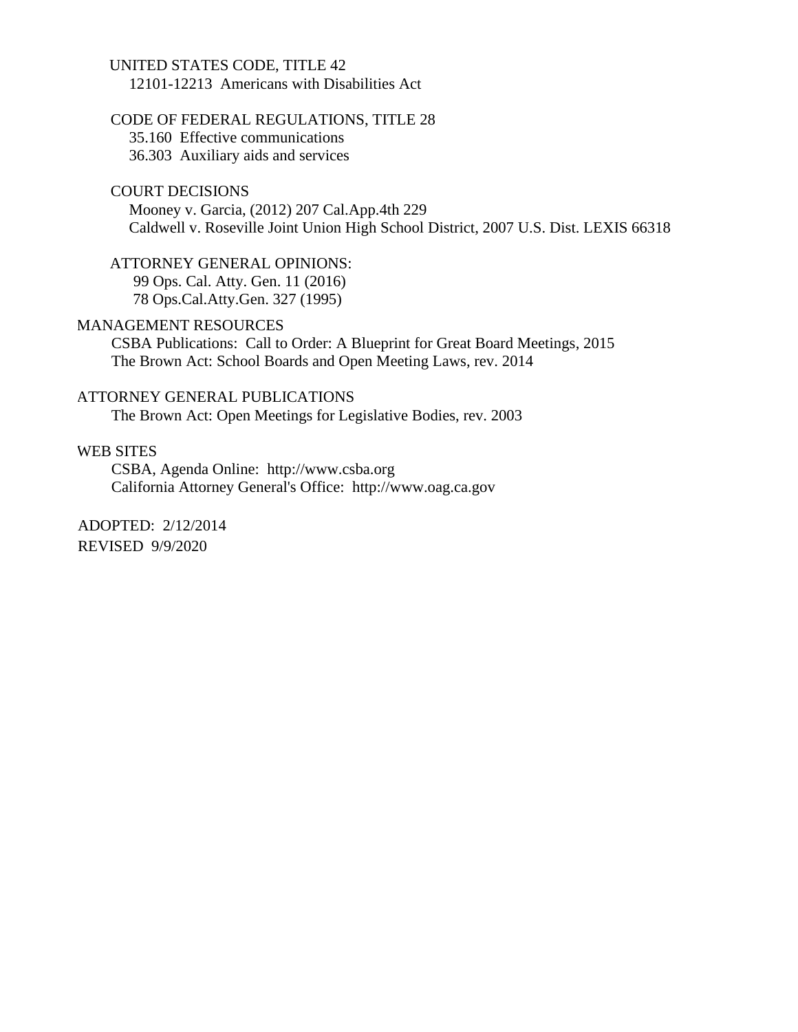UNITED STATES CODE, TITLE 42

12101-12213 Americans with Disabilities Act

CODE OF FEDERAL REGULATIONS, TITLE 28

35.160 Effective communications

36.303 Auxiliary aids and services

COURT DECISIONS

Mooney v. Garcia, (2012) 207 Cal.App.4th 229

Caldwell v. Roseville Joint Union High School District, 2007 U.S. Dist. LEXIS 66318

ATTORNEY GENERAL OPINIONS:

99 Ops. Cal. Atty. Gen. 11 (2016)

78 Ops.Cal.Atty.Gen. 327 (1995)

MANAGEMENT RESOURCES

CSBA Publications: Call to Order: A Blueprint for Great Board Meetings, 2015

The Brown Act: School Boards and Open Meeting Laws, rev. 2014

ATTORNEY GENERAL PUBLICATIONS

The Brown Act: Open Meetings for Legislative Bodies, rev. 2003

WEB SITES

CSBA, Agenda Online: http://www.csba.org

California Attorney General's Office: http://www.oag.ca.gov

ADOPTED: 2/12/2014

REVISED 9/9/2020